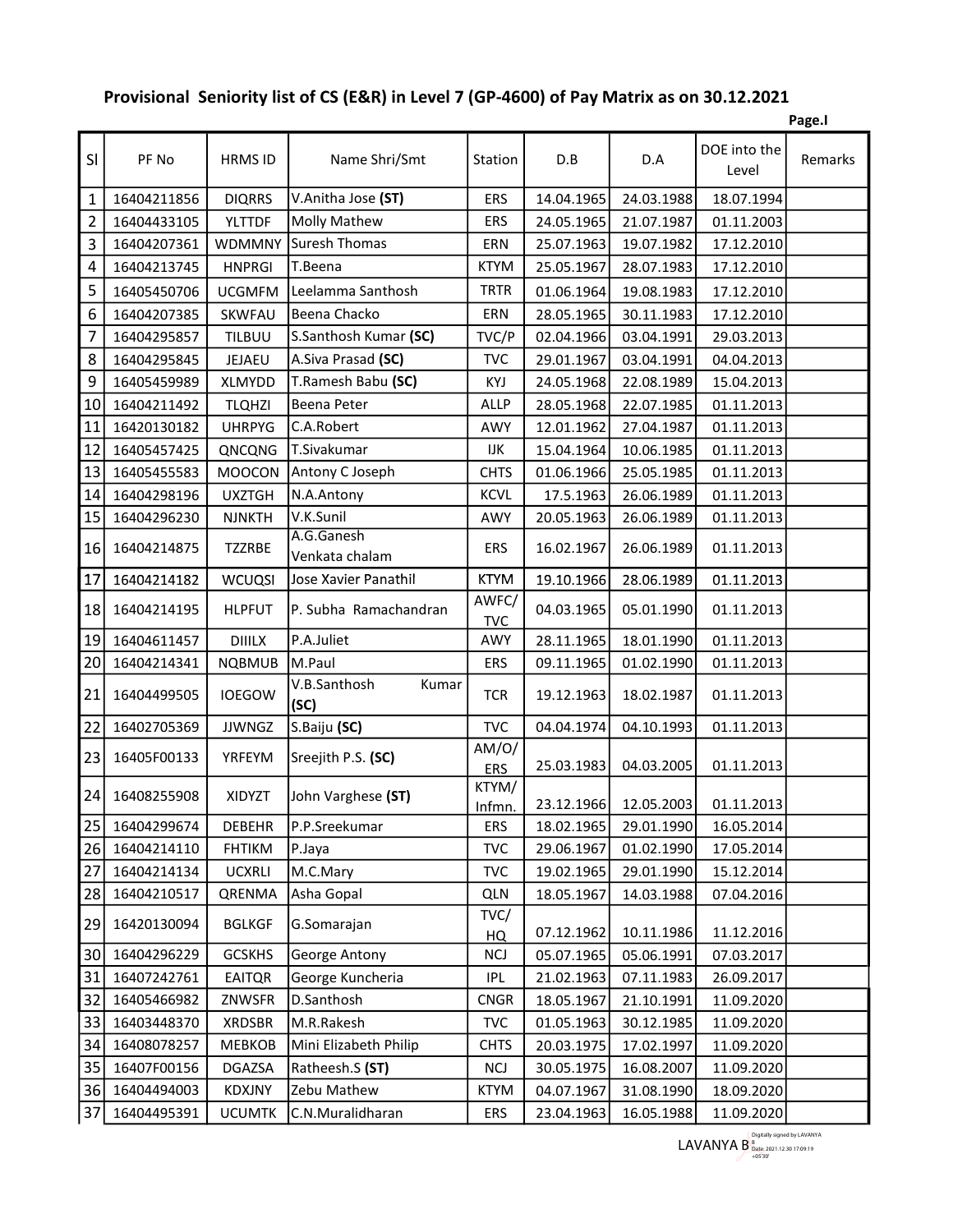# Provisional Seniority list of CS (E&R) in Level 7 (GP-4600) of Pay Matrix as on 30.12.2021

Page.I

| Sl | PF No | HRMS ID | Name Shri/Smt | Station | D.B | D.A | DOE into the Level | Remarks |
|---|---|---|---|---|---|---|---|---|
| 1 | 16404211856 | DIQRRS | V.Anitha Jose **(ST)** | ERS | 14.04.1965 | 24.03.1988 | 18.07.1994 | |
| 2 | 16404433105 | YLTTDF | Molly Mathew | ERS | 24.05.1965 | 21.07.1987 | 01.11.2003 | |
| 3 | 16404207361 | WDMMNY | Suresh Thomas | ERN | 25.07.1963 | 19.07.1982 | 17.12.2010 | |
| 4 | 16404213745 | HNPRGI | T.Beena | KTYM | 25.05.1967 | 28.07.1983 | 17.12.2010 | |
| 5 | 16405450706 | UCGMFM | Leelamma Santhosh | TRTR | 01.06.1964 | 19.08.1983 | 17.12.2010 | |
| 6 | 16404207385 | SKWFAU | Beena Chacko | ERN | 28.05.1965 | 30.11.1983 | 17.12.2010 | |
| 7 | 16404295857 | TILBUU | S.Santhosh Kumar **(SC)** | TVC/P | 02.04.1966 | 03.04.1991 | 29.03.2013 | |
| 8 | 16404295845 | JEJAEU | A.Siva Prasad **(SC)** | TVC | 29.01.1967 | 03.04.1991 | 04.04.2013 | |
| 9 | 16405459989 | XLMYDD | T.Ramesh Babu **(SC)** | KYJ | 24.05.1968 | 22.08.1989 | 15.04.2013 | |
| 10 | 16404211492 | TLQHZI | Beena Peter | ALLP | 28.05.1968 | 22.07.1985 | 01.11.2013 | |
| 11 | 16420130182 | UHRPYG | C.A.Robert | AWY | 12.01.1962 | 27.04.1987 | 01.11.2013 | |
| 12 | 16405457425 | QNCQNG | T.Sivakumar | IJK | 15.04.1964 | 10.06.1985 | 01.11.2013 | |
| 13 | 16405455583 | MOOCON | Antony C Joseph | CHTS | 01.06.1966 | 25.05.1985 | 01.11.2013 | |
| 14 | 16404298196 | UXZTGH | N.A.Antony | KCVL | 17.5.1963 | 26.06.1989 | 01.11.2013 | |
| 15 | 16404296230 | NJNKTH | V.K.Sunil | AWY | 20.05.1963 | 26.06.1989 | 01.11.2013 | |
| 16 | 16404214875 | TZZRBE | A.G.Ganesh Venkata chalam | ERS | 16.02.1967 | 26.06.1989 | 01.11.2013 | |
| 17 | 16404214182 | WCUQSI | Jose Xavier Panathil | KTYM | 19.10.1966 | 28.06.1989 | 01.11.2013 | |
| 18 | 16404214195 | HLPFUT | P. Subha Ramachandran | AWFC/ TVC | 04.03.1965 | 05.01.1990 | 01.11.2013 | |
| 19 | 16404611457 | DIIILX | P.A.Juliet | AWY | 28.11.1965 | 18.01.1990 | 01.11.2013 | |
| 20 | 16404214341 | NQBMUB | M.Paul | ERS | 09.11.1965 | 01.02.1990 | 01.11.2013 | |
| 21 | 16404499505 | IOEGOW | V.B.Santhosh Kumar **(SC)** | TCR | 19.12.1963 | 18.02.1987 | 01.11.2013 | |
| 22 | 16402705369 | JJWNGZ | S.Baiju **(SC)** | TVC | 04.04.1974 | 04.10.1993 | 01.11.2013 | |
| 23 | 16405F00133 | YRFEYM | Sreejith P.S. **(SC)** | AM/O/ ERS | 25.03.1983 | 04.03.2005 | 01.11.2013 | |
| 24 | 16408255908 | XIDYZT | John Varghese **(ST)** | KTYM/ Infmn. | 23.12.1966 | 12.05.2003 | 01.11.2013 | |
| 25 | 16404299674 | DEBEHR | P.P.Sreekumar | ERS | 18.02.1965 | 29.01.1990 | 16.05.2014 | |
| 26 | 16404214110 | FHTIKM | P.Jaya | TVC | 29.06.1967 | 01.02.1990 | 17.05.2014 | |
| 27 | 16404214134 | UCXRLI | M.C.Mary | TVC | 19.02.1965 | 29.01.1990 | 15.12.2014 | |
| 28 | 16404210517 | QRENMA | Asha Gopal | QLN | 18.05.1967 | 14.03.1988 | 07.04.2016 | |
| 29 | 16420130094 | BGLKGF | G.Somarajan | TVC/ HQ | 07.12.1962 | 10.11.1986 | 11.12.2016 | |
| 30 | 16404296229 | GCSKHS | George Antony | NCJ | 05.07.1965 | 05.06.1991 | 07.03.2017 | |
| 31 | 16407242761 | EAITQR | George Kuncheria | IPL | 21.02.1963 | 07.11.1983 | 26.09.2017 | |
| 32 | 16405466982 | ZNWSFR | D.Santhosh | CNGR | 18.05.1967 | 21.10.1991 | 11.09.2020 | |
| 33 | 16403448370 | XRDSBR | M.R.Rakesh | TVC | 01.05.1963 | 30.12.1985 | 11.09.2020 | |
| 34 | 16408078257 | MEBKOB | Mini Elizabeth Philip | CHTS | 20.03.1975 | 17.02.1997 | 11.09.2020 | |
| 35 | 16407F00156 | DGAZSA | Ratheesh.S **(ST)** | NCJ | 30.05.1975 | 16.08.2007 | 11.09.2020 | |
| 36 | 16404494003 | KDXJNY | Zebu Mathew | KTYM | 04.07.1967 | 31.08.1990 | 18.09.2020 | |
| 37 | 16404495391 | UCUMTK | C.N.Muralidharan | ERS | 23.04.1963 | 16.05.1988 | 11.09.2020 | |

LAVANYA B
Digitally signed by LAVANYA B
Date: 2021.12.30 17:09:19 +05'30'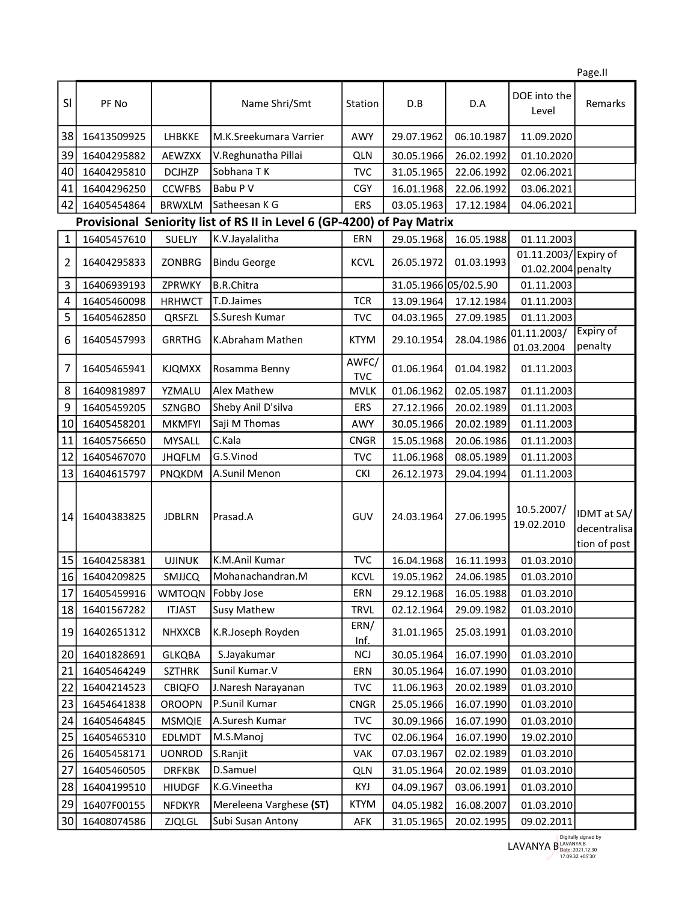| Sl | PF No | | Name Shri/Smt | Station | D.B | D.A | DOE into the Level | Remarks |
|---|---|---|---|---|---|---|---|---|
| 38 | 16413509925 | LHBKKE | M.K.Sreekumara Varrier | AWY | 29.07.1962 | 06.10.1987 | 11.09.2020 | |
| 39 | 16404295882 | AEWZXX | V.Reghunatha Pillai | QLN | 30.05.1966 | 26.02.1992 | 01.10.2020 | |
| 40 | 16404295810 | DCJHZP | Sobhana T K | TVC | 31.05.1965 | 22.06.1992 | 02.06.2021 | |
| 41 | 16404296250 | CCWFBS | Babu P V | CGY | 16.01.1968 | 22.06.1992 | 03.06.2021 | |
| 42 | 16405454864 | BRWXLM | Satheesan K G | ERS | 03.05.1963 | 17.12.1984 | 04.06.2021 | |

## Provisional Seniority list of RS II in Level 6 (GP-4200) of Pay Matrix

| Sl | PF No | | Name Shri/Smt | Station | D.B | D.A | DOE into the Level | Remarks |
|---|---|---|---|---|---|---|---|---|
| 1 | 16405457610 | SUELJY | K.V.Jayalalitha | ERN | 29.05.1968 | 16.05.1988 | 01.11.2003 | |
| 2 | 16404295833 | ZONBRG | Bindu George | KCVL | 26.05.1972 | 01.03.1993 | 01.11.2003/ 01.02.2004 | Expiry of penalty |
| 3 | 16406939193 | ZPRWKY | B.R.Chitra | | 31.05.1966 | 05/02.5.90 | 01.11.2003 | |
| 4 | 16405460098 | HRHWCT | T.D.Jaimes | TCR | 13.09.1964 | 17.12.1984 | 01.11.2003 | |
| 5 | 16405462850 | QRSFZL | S.Suresh Kumar | TVC | 04.03.1965 | 27.09.1985 | 01.11.2003 | |
| 6 | 16405457993 | GRRTHG | K.Abraham Mathen | KTYM | 29.10.1954 | 28.04.1986 | 01.11.2003/ 01.03.2004 | Expiry of penalty |
| 7 | 16405465941 | KJQMXX | Rosamma Benny | AWFC/ TVC | 01.06.1964 | 01.04.1982 | 01.11.2003 | |
| 8 | 16409819897 | YZMALU | Alex Mathew | MVLK | 01.06.1962 | 02.05.1987 | 01.11.2003 | |
| 9 | 16405459205 | SZNGBO | Sheby Anil D'silva | ERS | 27.12.1966 | 20.02.1989 | 01.11.2003 | |
| 10 | 16405458201 | MKMFYI | Saji M Thomas | AWY | 30.05.1966 | 20.02.1989 | 01.11.2003 | |
| 11 | 16405756650 | MYSALL | C.Kala | CNGR | 15.05.1968 | 20.06.1986 | 01.11.2003 | |
| 12 | 16405467070 | JHQFLM | G.S.Vinod | TVC | 11.06.1968 | 08.05.1989 | 01.11.2003 | |
| 13 | 16404615797 | PNQKDM | A.Sunil Menon | CKI | 26.12.1973 | 29.04.1994 | 01.11.2003 | |
| 14 | 16404383825 | JDBLRN | Prasad.A | GUV | 24.03.1964 | 27.06.1995 | 10.5.2007/ 19.02.2010 | IDMT at SA/ decentralisation of post |
| 15 | 16404258381 | UJINUK | K.M.Anil Kumar | TVC | 16.04.1968 | 16.11.1993 | 01.03.2010 | |
| 16 | 16404209825 | SMJJCQ | Mohanachandran.M | KCVL | 19.05.1962 | 24.06.1985 | 01.03.2010 | |
| 17 | 16405459916 | WMTOQN | Fobby Jose | ERN | 29.12.1968 | 16.05.1988 | 01.03.2010 | |
| 18 | 16401567282 | ITJAST | Susy Mathew | TRVL | 02.12.1964 | 29.09.1982 | 01.03.2010 | |
| 19 | 16402651312 | NHXXCB | K.R.Joseph Royden | ERN/ Inf. | 31.01.1965 | 25.03.1991 | 01.03.2010 | |
| 20 | 16401828691 | GLKQBA | S.Jayakumar | NCJ | 30.05.1964 | 16.07.1990 | 01.03.2010 | |
| 21 | 16405464249 | SZTHRK | Sunil Kumar.V | ERN | 30.05.1964 | 16.07.1990 | 01.03.2010 | |
| 22 | 16404214523 | CBIQFO | J.Naresh Narayanan | TVC | 11.06.1963 | 20.02.1989 | 01.03.2010 | |
| 23 | 16454641838 | OROOPN | P.Sunil Kumar | CNGR | 25.05.1966 | 16.07.1990 | 01.03.2010 | |
| 24 | 16405464845 | MSMQIE | A.Suresh Kumar | TVC | 30.09.1966 | 16.07.1990 | 01.03.2010 | |
| 25 | 16405465310 | EDLMDT | M.S.Manoj | TVC | 02.06.1964 | 16.07.1990 | 19.02.2010 | |
| 26 | 16405458171 | UONROD | S.Ranjit | VAK | 07.03.1967 | 02.02.1989 | 01.03.2010 | |
| 27 | 16405460505 | DRFKBK | D.Samuel | QLN | 31.05.1964 | 20.02.1989 | 01.03.2010 | |
| 28 | 16404199510 | HIUDGF | K.G.Vineetha | KYJ | 04.09.1967 | 03.06.1991 | 01.03.2010 | |
| 29 | 16407F00155 | NFDKYR | Mereleena Varghese **(ST)** | KTYM | 04.05.1982 | 16.08.2007 | 01.03.2010 | |
| 30 | 16408074586 | ZJQLGL | Subi Susan Antony | AFK | 31.05.1965 | 20.02.1995 | 09.02.2011 | |

LAVANYA B Digitally signed by LAVANYA B Date: 2021.12.30 17:09:32 +05'30'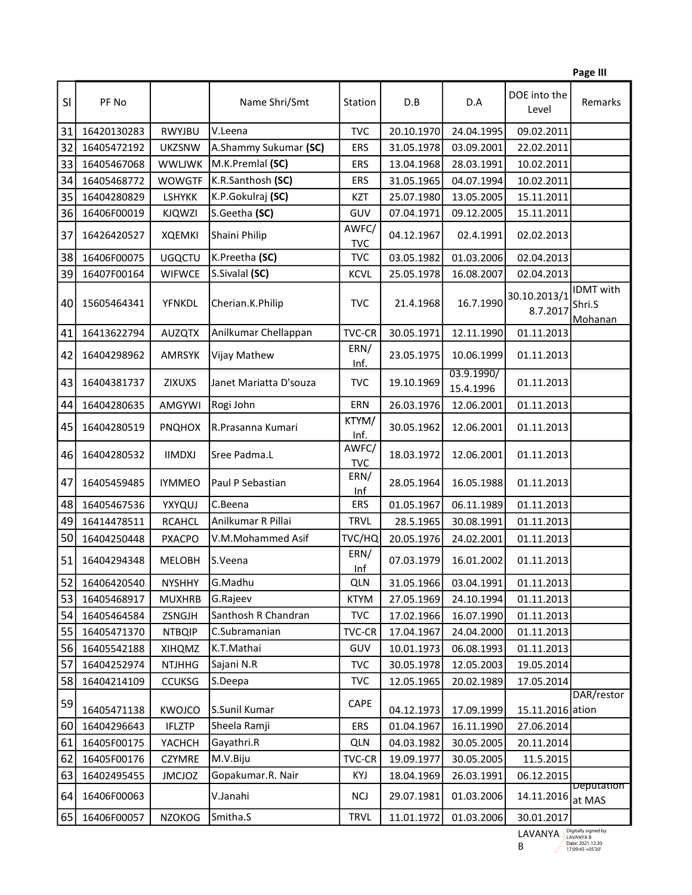Page III

| Sl | PF No | | Name Shri/Smt | Station | D.B | D.A | DOE into the Level | Remarks |
|---|---|---|---|---|---|---|---|---|
| 31 | 16420130283 | RWYJBU | V.Leena | TVC | 20.10.1970 | 24.04.1995 | 09.02.2011 | |
| 32 | 16405472192 | UKZSNW | A.Shammy Sukumar **(SC)** | ERS | 31.05.1978 | 03.09.2001 | 22.02.2011 | |
| 33 | 16405467068 | WWLJWK | M.K.Premlal **(SC)** | ERS | 13.04.1968 | 28.03.1991 | 10.02.2011 | |
| 34 | 16405468772 | WOWGTF | K.R.Santhosh **(SC)** | ERS | 31.05.1965 | 04.07.1994 | 10.02.2011 | |
| 35 | 16404280829 | LSHYKK | K.P.Gokulraj **(SC)** | KZT | 25.07.1980 | 13.05.2005 | 15.11.2011 | |
| 36 | 16406F00019 | KJQWZI | S.Geetha **(SC)** | GUV | 07.04.1971 | 09.12.2005 | 15.11.2011 | |
| 37 | 16426420527 | XQEMKI | Shaini Philip | AWFC/ TVC | 04.12.1967 | 02.4.1991 | 02.02.2013 | |
| 38 | 16406F00075 | UGQCTU | K.Preetha **(SC)** | TVC | 03.05.1982 | 01.03.2006 | 02.04.2013 | |
| 39 | 16407F00164 | WIFWCE | S.Sivalal **(SC)** | KCVL | 25.05.1978 | 16.08.2007 | 02.04.2013 | |
| 40 | 15605464341 | YFNKDL | Cherian.K.Philip | TVC | 21.4.1968 | 16.7.1990 | 30.10.2013/18.7.2017 | IDMT with Shri.S Mohanan |
| 41 | 16413622794 | AUZQTX | Anilkumar Chellappan | TVC-CR | 30.05.1971 | 12.11.1990 | 01.11.2013 | |
| 42 | 16404298962 | AMRSYK | Vijay Mathew | ERN/ Inf. | 23.05.1975 | 10.06.1999 | 01.11.2013 | |
| 43 | 16404381737 | ZIXUXS | Janet Mariatta D'souza | TVC | 19.10.1969 | 03.9.1990/ 15.4.1996 | 01.11.2013 | |
| 44 | 16404280635 | AMGYWI | Rogi John | ERN | 26.03.1976 | 12.06.2001 | 01.11.2013 | |
| 45 | 16404280519 | PNQHOX | R.Prasanna Kumari | KTYM/ Inf. | 30.05.1962 | 12.06.2001 | 01.11.2013 | |
| 46 | 16404280532 | IIMDXJ | Sree Padma.L | AWFC/ TVC | 18.03.1972 | 12.06.2001 | 01.11.2013 | |
| 47 | 16405459485 | IYMMEO | Paul P Sebastian | ERN/ Inf | 28.05.1964 | 16.05.1988 | 01.11.2013 | |
| 48 | 16405467536 | YXYQUJ | C.Beena | ERS | 01.05.1967 | 06.11.1989 | 01.11.2013 | |
| 49 | 16414478511 | RCAHCL | Anilkumar R Pillai | TRVL | 28.5.1965 | 30.08.1991 | 01.11.2013 | |
| 50 | 16404250448 | PXACPO | V.M.Mohammed Asif | TVC/HQ | 20.05.1976 | 24.02.2001 | 01.11.2013 | |
| 51 | 16404294348 | MELOBH | S.Veena | ERN/ Inf | 07.03.1979 | 16.01.2002 | 01.11.2013 | |
| 52 | 16406420540 | NYSHHY | G.Madhu | QLN | 31.05.1966 | 03.04.1991 | 01.11.2013 | |
| 53 | 16405468917 | MUXHRB | G.Rajeev | KTYM | 27.05.1969 | 24.10.1994 | 01.11.2013 | |
| 54 | 16405464584 | ZSNGJH | Santhosh R Chandran | TVC | 17.02.1966 | 16.07.1990 | 01.11.2013 | |
| 55 | 16405471370 | NTBQIP | C.Subramanian | TVC-CR | 17.04.1967 | 24.04.2000 | 01.11.2013 | |
| 56 | 16405542188 | XIHQMZ | K.T.Mathai | GUV | 10.01.1973 | 06.08.1993 | 01.11.2013 | |
| 57 | 16404252974 | NTJHHG | Sajani N.R | TVC | 30.05.1978 | 12.05.2003 | 19.05.2014 | |
| 58 | 16404214109 | CCUKSG | S.Deepa | TVC | 12.05.1965 | 20.02.1989 | 17.05.2014 | |
| 59 | 16405471138 | KWOJCO | S.Sunil Kumar | CAPE | 04.12.1973 | 17.09.1999 | 15.11.2016 | DAR/restoration |
| 60 | 16404296643 | IFLZTP | Sheela Ramji | ERS | 01.04.1967 | 16.11.1990 | 27.06.2014 | |
| 61 | 16405F00175 | YACHCH | Gayathri.R | QLN | 04.03.1982 | 30.05.2005 | 20.11.2014 | |
| 62 | 16405F00176 | CZYMRE | M.V.Biju | TVC-CR | 19.09.1977 | 30.05.2005 | 11.5.2015 | |
| 63 | 16402495455 | JMCJOZ | Gopakumar.R. Nair | KYJ | 18.04.1969 | 26.03.1991 | 06.12.2015 | |
| 64 | 16406F00063 | | V.Janahi | NCJ | 29.07.1981 | 01.03.2006 | 14.11.2016 | Deputation at MAS |
| 65 | 16406F00057 | NZOKOG | Smitha.S | TRVL | 11.01.1972 | 01.03.2006 | 30.01.2017 | |

LAVANYA B — Digitally signed by LAVANYA B Date: 2021.12.30 17:09:45 +05'30'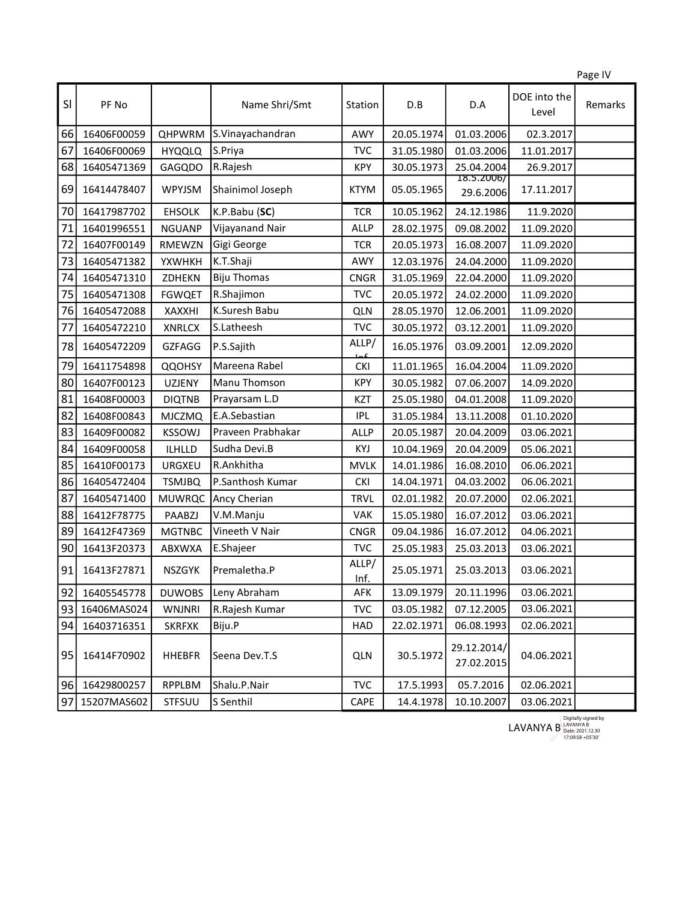| Sl | PF No | | Name Shri/Smt | Station | D.B | D.A | DOE into the Level | Remarks |
|---|---|---|---|---|---|---|---|---|
| 66 | 16406F00059 | QHPWRM | S.Vinayachandran | AWY | 20.05.1974 | 01.03.2006 | 02.3.2017 | |
| 67 | 16406F00069 | HYQQLQ | S.Priya | TVC | 31.05.1980 | 01.03.2006 | 11.01.2017 | |
| 68 | 16405471369 | GAGQDO | R.Rajesh | KPY | 30.05.1973 | 25.04.2004 | 26.9.2017 | |
| 69 | 16414478407 | WPYJSM | Shainimol Joseph | KTYM | 05.05.1965 | 18.5.2006/ 29.6.2006 | 17.11.2017 | |
| 70 | 16417987702 | EHSOLK | K.P.Babu (**SC**) | TCR | 10.05.1962 | 24.12.1986 | 11.9.2020 | |
| 71 | 16401996551 | NGUANP | Vijayanand Nair | ALLP | 28.02.1975 | 09.08.2002 | 11.09.2020 | |
| 72 | 16407F00149 | RMEWZN | Gigi George | TCR | 20.05.1973 | 16.08.2007 | 11.09.2020 | |
| 73 | 16405471382 | YXWHKH | K.T.Shaji | AWY | 12.03.1976 | 24.04.2000 | 11.09.2020 | |
| 74 | 16405471310 | ZDHEKN | Biju Thomas | CNGR | 31.05.1969 | 22.04.2000 | 11.09.2020 | |
| 75 | 16405471308 | FGWQET | R.Shajimon | TVC | 20.05.1972 | 24.02.2000 | 11.09.2020 | |
| 76 | 16405472088 | XAXXHI | K.Suresh Babu | QLN | 28.05.1970 | 12.06.2001 | 11.09.2020 | |
| 77 | 16405472210 | XNRLCX | S.Latheesh | TVC | 30.05.1972 | 03.12.2001 | 11.09.2020 | |
| 78 | 16405472209 | GZFAGG | P.S.Sajith | ALLP/ Inf. | 16.05.1976 | 03.09.2001 | 12.09.2020 | |
| 79 | 16411754898 | QQOHSY | Mareena Rabel | CKI | 11.01.1965 | 16.04.2004 | 11.09.2020 | |
| 80 | 16407F00123 | UZJENY | Manu Thomson | KPY | 30.05.1982 | 07.06.2007 | 14.09.2020 | |
| 81 | 16408F00003 | DIQTNB | Prayarsam L.D | KZT | 25.05.1980 | 04.01.2008 | 11.09.2020 | |
| 82 | 16408F00843 | MJCZMQ | E.A.Sebastian | IPL | 31.05.1984 | 13.11.2008 | 01.10.2020 | |
| 83 | 16409F00082 | KSSOWJ | Praveen Prabhakar | ALLP | 20.05.1987 | 20.04.2009 | 03.06.2021 | |
| 84 | 16409F00058 | ILHLLD | Sudha Devi.B | KYJ | 10.04.1969 | 20.04.2009 | 05.06.2021 | |
| 85 | 16410F00173 | URGXEU | R.Ankhitha | MVLK | 14.01.1986 | 16.08.2010 | 06.06.2021 | |
| 86 | 16405472404 | TSMJBQ | P.Santhosh Kumar | CKI | 14.04.1971 | 04.03.2002 | 06.06.2021 | |
| 87 | 16405471400 | MUWRQC | Ancy Cherian | TRVL | 02.01.1982 | 20.07.2000 | 02.06.2021 | |
| 88 | 16412F78775 | PAABZJ | V.M.Manju | VAK | 15.05.1980 | 16.07.2012 | 03.06.2021 | |
| 89 | 16412F47369 | MGTNBC | Vineeth V Nair | CNGR | 09.04.1986 | 16.07.2012 | 04.06.2021 | |
| 90 | 16413F20373 | ABXWXA | E.Shajeer | TVC | 25.05.1983 | 25.03.2013 | 03.06.2021 | |
| 91 | 16413F27871 | NSZGYK | Premaletha.P | ALLP/ Inf. | 25.05.1971 | 25.03.2013 | 03.06.2021 | |
| 92 | 16405545778 | DUWOBS | Leny Abraham | AFK | 13.09.1979 | 20.11.1996 | 03.06.2021 | |
| 93 | 16406MAS024 | WNJNRI | R.Rajesh Kumar | TVC | 03.05.1982 | 07.12.2005 | 03.06.2021 | |
| 94 | 16403716351 | SKRFXK | Biju.P | HAD | 22.02.1971 | 06.08.1993 | 02.06.2021 | |
| 95 | 16414F70902 | HHEBFR | Seena Dev.T.S | QLN | 30.5.1972 | 29.12.2014/ 27.02.2015 | 04.06.2021 | |
| 96 | 16429800257 | RPPLBM | Shalu.P.Nair | TVC | 17.5.1993 | 05.7.2016 | 02.06.2021 | |
| 97 | 15207MAS602 | STFSUU | S Senthil | CAPE | 14.4.1978 | 10.10.2007 | 03.06.2021 | |

LAVANYA B Digitally signed by LAVANYA B Date: 2021.12.30 17:09:58 +05'30'